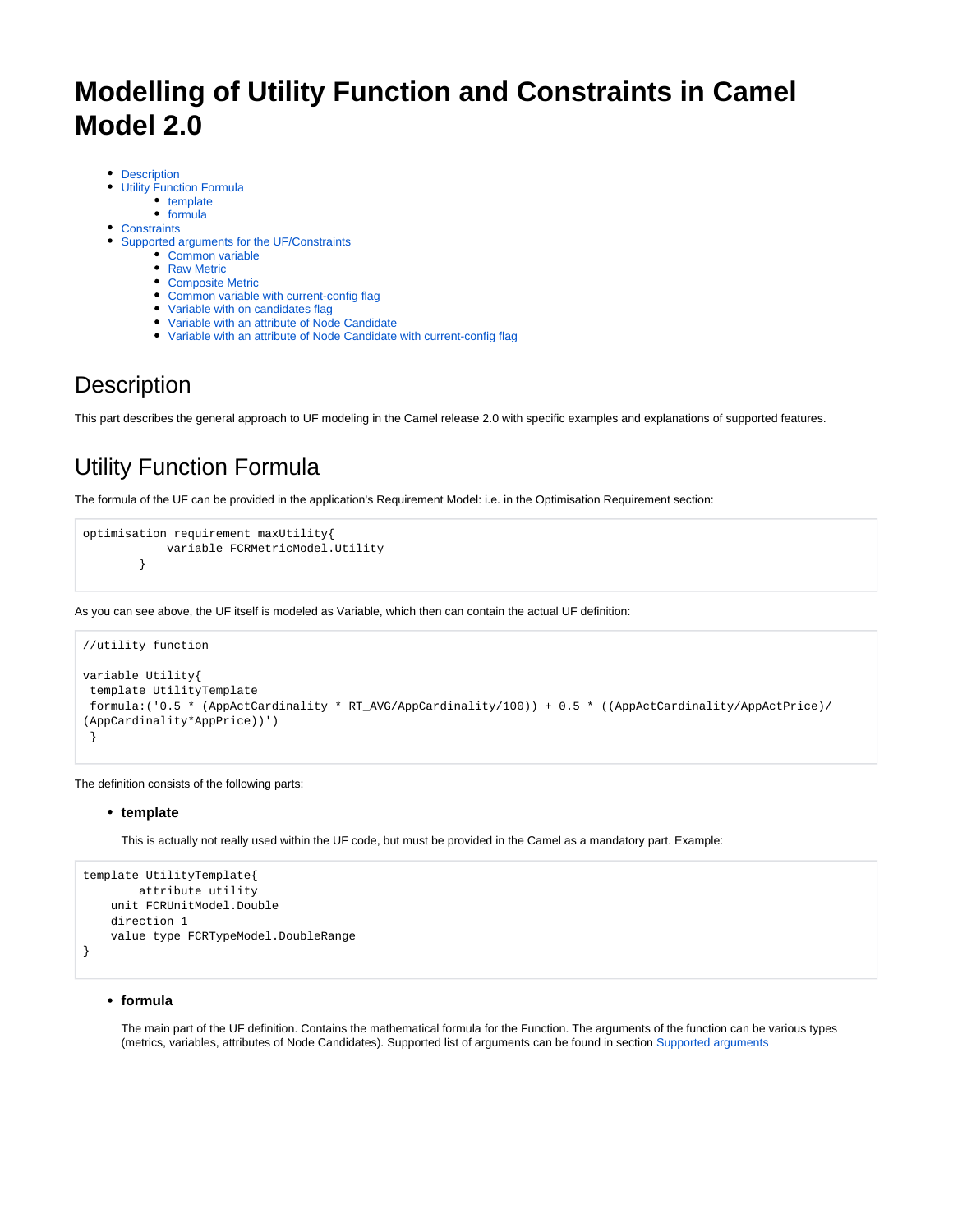# Modelling of Utility Function and Constraints in Camel Model 2.0

- Description
- Utility Function Formula
  - template
  - formula
- Constraints
- Supported arguments for the UF/Constraints
  - Common variable
  - Raw Metric
  - Composite Metric
  - Common variable with current-config flag
  - Variable with on candidates flag
  - Variable with an attribute of Node Candidate
  - Variable with an attribute of Node Candidate with current-config flag

## Description

This part describes the general approach to UF modeling in the Camel release 2.0 with specific examples and explanations of supported features.

## Utility Function Formula

The formula of the UF can be provided in the application's Requirement Model: i.e. in the Optimisation Requirement section:

```
optimisation requirement maxUtility{
            variable FCRMetricModel.Utility
        }
```

As you can see above, the UF itself is modeled as Variable, which then can contain the actual UF definition:

```
//utility function

variable Utility{
 template UtilityTemplate
 formula:('0.5 * (AppActCardinality * RT_AVG/AppCardinality/100)) + 0.5 * ((AppActCardinality/AppActPrice)/
(AppCardinality*AppPrice))')
 }
```

The definition consists of the following parts:

- **template**

  This is actually not really used within the UF code, but must be provided in the Camel as a mandatory part. Example:

```
template UtilityTemplate{
        attribute utility
    unit FCRUnitModel.Double
    direction 1
    value type FCRTypeModel.DoubleRange
}
```

- **formula**

  The main part of the UF definition. Contains the mathematical formula for the Function. The arguments of the function can be various types (metrics, variables, attributes of Node Candidates). Supported list of arguments can be found in section Supported arguments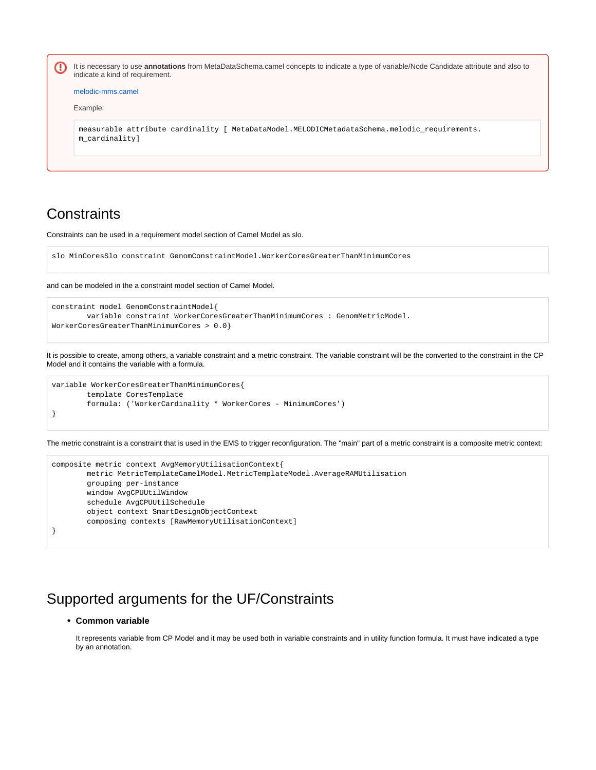> It is necessary to use **annotations** from MetaDataSchema.camel concepts to indicate a type of variable/Node Candidate attribute and also to indicate a kind of requirement.
>
> melodic-mms.camel
>
> Example:
>
> ```
> measurable attribute cardinality [ MetaDataModel.MELODICMetadataSchema.melodic_requirements.
> m_cardinality]
> ```

## Constraints

Constraints can be used in a requirement model section of Camel Model as slo.

```
slo MinCoresSlo constraint GenomConstraintModel.WorkerCoresGreaterThanMinimumCores
```

and can be modeled in the a constraint model section of Camel Model.

```
constraint model GenomConstraintModel{
        variable constraint WorkerCoresGreaterThanMinimumCores : GenomMetricModel.
WorkerCoresGreaterThanMinimumCores > 0.0}
```

It is possible to create, among others, a variable constraint and a metric constraint. The variable constraint will be the converted to the constraint in the CP Model and it contains the variable with a formula.

```
variable WorkerCoresGreaterThanMinimumCores{
        template CoresTemplate
        formula: ('WorkerCardinality * WorkerCores - MinimumCores')
}
```

The metric constraint is a constraint that is used in the EMS to trigger reconfiguration. The "main" part of a metric constraint is a composite metric context:

```
composite metric context AvgMemoryUtilisationContext{
        metric MetricTemplateCamelModel.MetricTemplateModel.AverageRAMUtilisation
        grouping per-instance
        window AvgCPUUtilWindow
        schedule AvgCPUUtilSchedule
        object context SmartDesignObjectContext
        composing contexts [RawMemoryUtilisationContext]
}
```

## Supported arguments for the UF/Constraints

- **Common variable**

  It represents variable from CP Model and it may be used both in variable constraints and in utility function formula. It must have indicated a type by an annotation.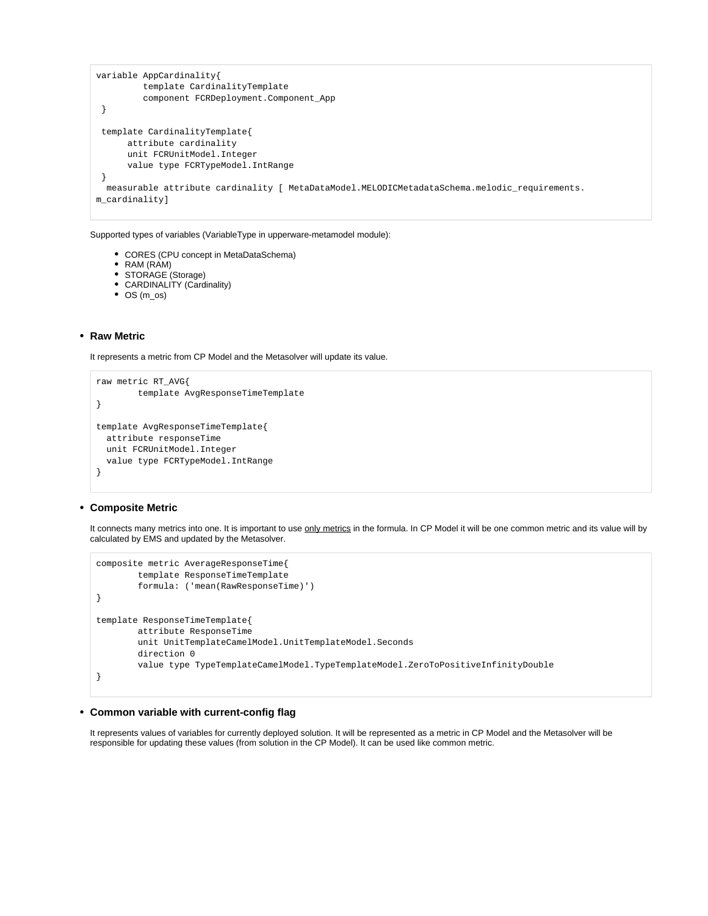```
variable AppCardinality{
         template CardinalityTemplate
         component FCRDeployment.Component_App
 }

 template CardinalityTemplate{
      attribute cardinality
      unit FCRUnitModel.Integer
      value type FCRTypeModel.IntRange
 }
  measurable attribute cardinality [ MetaDataModel.MELODICMetadataSchema.melodic_requirements.
m_cardinality]
```

Supported types of variables (VariableType in upperware-metamodel module):

- CORES (CPU concept in MetaDataSchema)
- RAM (RAM)
- STORAGE (Storage)
- CARDINALITY (Cardinality)
- OS (m_os)

- **Raw Metric**

  It represents a metric from CP Model and the Metasolver will update its value.

```
raw metric RT_AVG{
        template AvgResponseTimeTemplate
}

template AvgResponseTimeTemplate{
  attribute responseTime
  unit FCRUnitModel.Integer
  value type FCRTypeModel.IntRange
}
```

- **Composite Metric**

  It connects many metrics into one. It is important to use only metrics in the formula. In CP Model it will be one common metric and its value will by calculated by EMS and updated by the Metasolver.

```
composite metric AverageResponseTime{
        template ResponseTimeTemplate
        formula: ('mean(RawResponseTime)')
}

template ResponseTimeTemplate{
        attribute ResponseTime
        unit UnitTemplateCamelModel.UnitTemplateModel.Seconds
        direction 0
        value type TypeTemplateCamelModel.TypeTemplateModel.ZeroToPositiveInfinityDouble
}
```

- **Common variable with current-config flag**

  It represents values of variables for currently deployed solution. It will be represented as a metric in CP Model and the Metasolver will be responsible for updating these values (from solution in the CP Model). It can be used like common metric.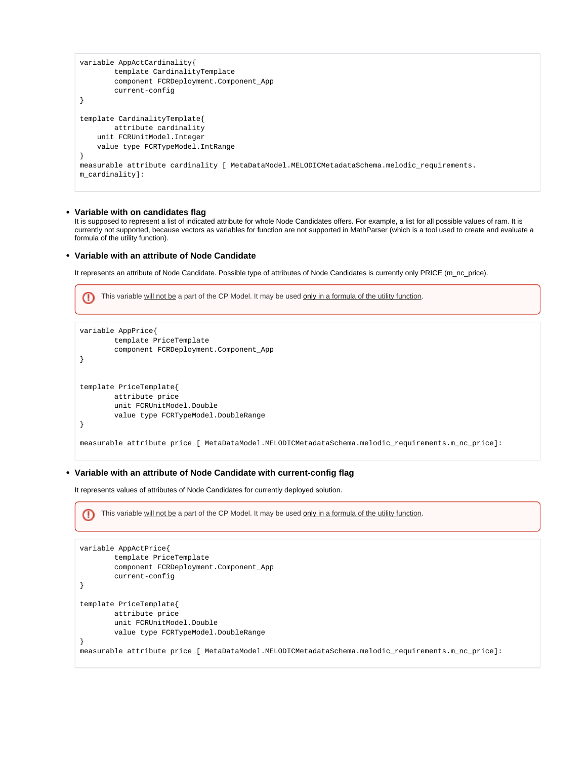```
variable AppActCardinality{
        template CardinalityTemplate
        component FCRDeployment.Component_App
        current-config
}

template CardinalityTemplate{
        attribute cardinality
    unit FCRUnitModel.Integer
    value type FCRTypeModel.IntRange
}
measurable attribute cardinality [ MetaDataModel.MELODICMetadataSchema.melodic_requirements.
m_cardinality]:
```

- **Variable with on candidates flag**
  It is supposed to represent a list of indicated attribute for whole Node Candidates offers. For example, a list for all possible values of ram. It is currently not supported, because vectors as variables for function are not supported in MathParser (which is a tool used to create and evaluate a formula of the utility function).

- **Variable with an attribute of Node Candidate**

  It represents an attribute of Node Candidate. Possible type of attributes of Node Candidates is currently only PRICE (m_nc_price).

  > This variable will not be a part of the CP Model. It may be used only in a formula of the utility function.

```
variable AppPrice{
        template PriceTemplate
        component FCRDeployment.Component_App
}


template PriceTemplate{
        attribute price
        unit FCRUnitModel.Double
        value type FCRTypeModel.DoubleRange
}

measurable attribute price [ MetaDataModel.MELODICMetadataSchema.melodic_requirements.m_nc_price]:
```

- **Variable with an attribute of Node Candidate with current-config flag**

  It represents values of attributes of Node Candidates for currently deployed solution.

  > This variable will not be a part of the CP Model. It may be used only in a formula of the utility function.

```
variable AppActPrice{
        template PriceTemplate
        component FCRDeployment.Component_App
        current-config
}

template PriceTemplate{
        attribute price
        unit FCRUnitModel.Double
        value type FCRTypeModel.DoubleRange
}
measurable attribute price [ MetaDataModel.MELODICMetadataSchema.melodic_requirements.m_nc_price]:
```